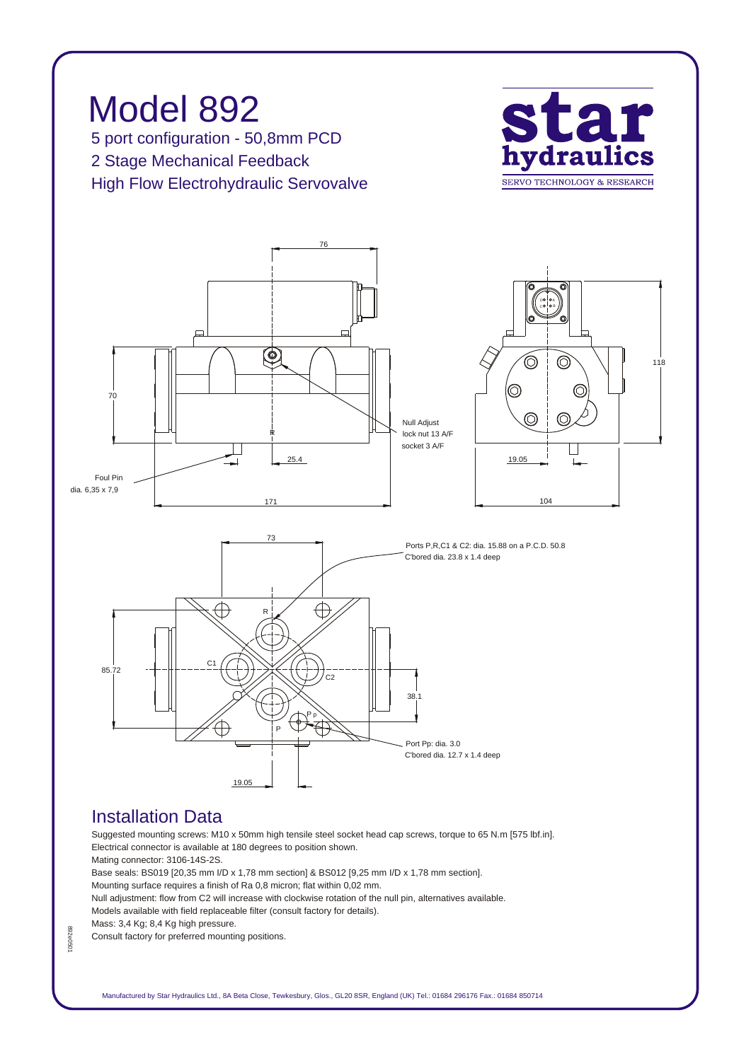# Model 892

5 port configuration - 50,8mm PCD

2 Stage Mechanical Feedback

High Flow Electrohydraulic Servovalve

star hydraulics
SERVO TECHNOLOGY & RESEARCH

76

70

Null Adjust
lock nut 13 A/F
socket 3 A/F

25.4

Foul Pin
dia. 6,35 x 7,9

171

118

19.05

104

73

Ports P,R,C1 & C2: dia. 15.88 on a P.C.D. 50.8
C'bored dia. 23.8 x 1.4 deep

85.72

38.1

Port Pp: dia. 3.0
C'bored dia. 12.7 x 1.4 deep

19.05

## Installation Data

Suggested mounting screws: M10 x 50mm high tensile steel socket head cap screws, torque to 65 N.m [575 lbf.in].

Electrical connector is available at 180 degrees to position shown.

Mating connector: 3106-14S-2S.

Base seals: BS019 [20,35 mm I/D x 1,78 mm section] & BS012 [9,25 mm I/D x 1,78 mm section].

Mounting surface requires a finish of Ra 0,8 micron; flat within 0,02 mm.

Null adjustment: flow from C2 will increase with clockwise rotation of the null pin, alternatives available.

Models available with field replaceable filter (consult factory for details).

Mass: 3,4 Kg; 8,4 Kg high pressure.

Consult factory for preferred mounting positions.

892e0501

Manufactured by Star Hydraulics Ltd., 8A Beta Close, Tewkesbury, Glos., GL20 8SR, England (UK) Tel.: 01684 296176 Fax.: 01684 850714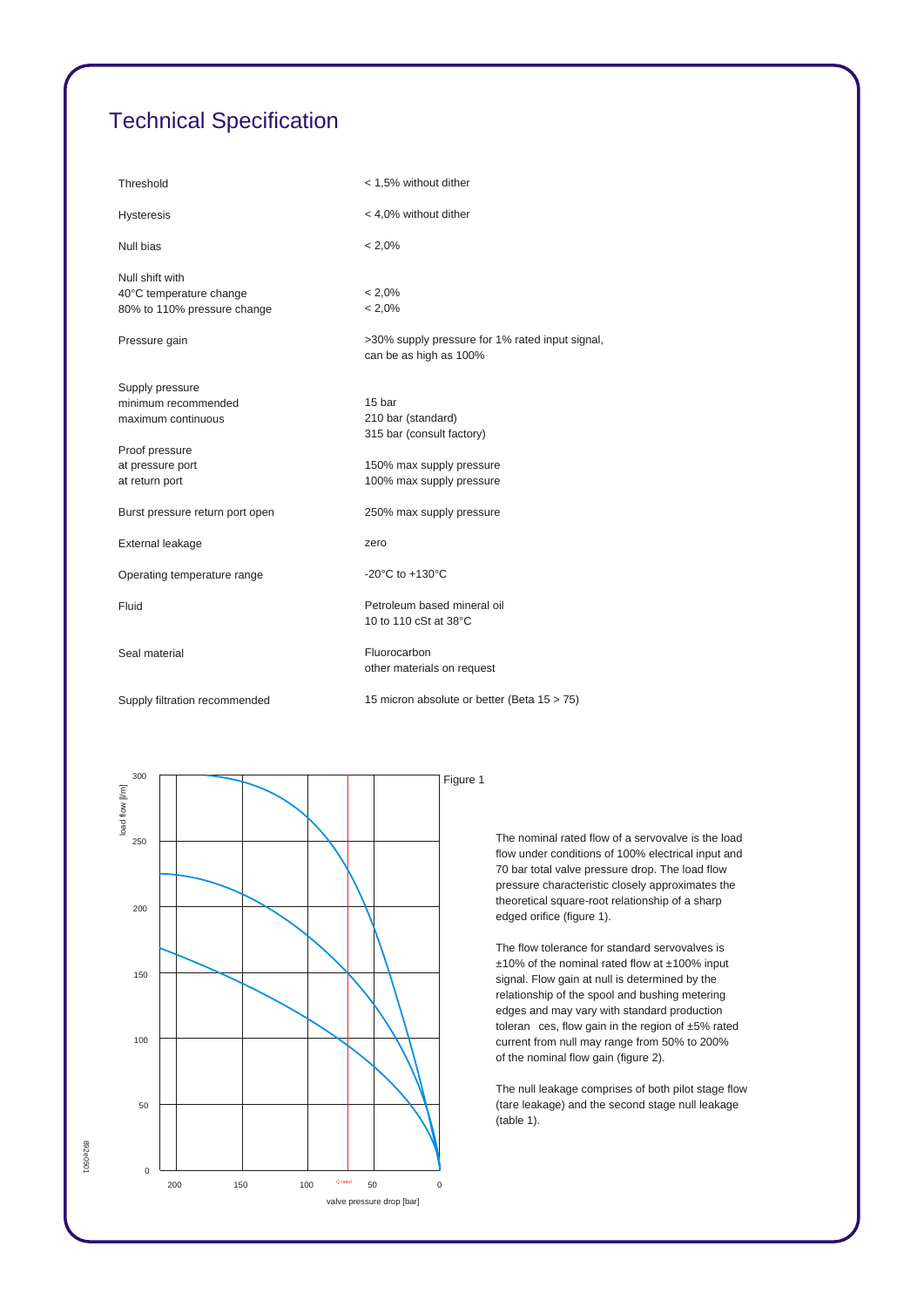# Technical Specification

| | |
|---|---|
| Threshold | < 1,5% without dither |
| Hysteresis | < 4,0% without dither |
| Null bias | < 2,0% |
| Null shift with<br>40°C temperature change<br>80% to 110% pressure change | <br>< 2,0%<br>< 2,0% |
| Pressure gain | >30% supply pressure for 1% rated input signal, can be as high as 100% |
| Supply pressure<br>minimum recommended<br>maximum continuous | <br>15 bar<br>210 bar (standard)<br>315 bar (consult factory) |
| Proof pressure<br>at pressure port<br>at return port | <br>150% max supply pressure<br>100% max supply pressure |
| Burst pressure return port open | 250% max supply pressure |
| External leakage | zero |
| Operating temperature range | -20°C to +130°C |
| Fluid | Petroleum based mineral oil<br>10 to 110 cSt at 38°C |
| Seal material | Fluorocarbon<br>other materials on request |
| Supply filtration recommended | 15 micron absolute or better (Beta 15 > 75) |

Figure 1

The nominal rated flow of a servovalve is the load flow under conditions of 100% electrical input and 70 bar total valve pressure drop. The load flow pressure characteristic closely approximates the theoretical square-root relationship of a sharp edged orifice (figure 1).

The flow tolerance for standard servovalves is ±10% of the nominal rated flow at ±100% input signal. Flow gain at null is determined by the relationship of the spool and bushing metering edges and may vary with standard production tolerances, flow gain in the region of ±5% rated current from null may range from 50% to 200% of the nominal flow gain (figure 2).

The null leakage comprises of both pilot stage flow (tare leakage) and the second stage null leakage (table 1).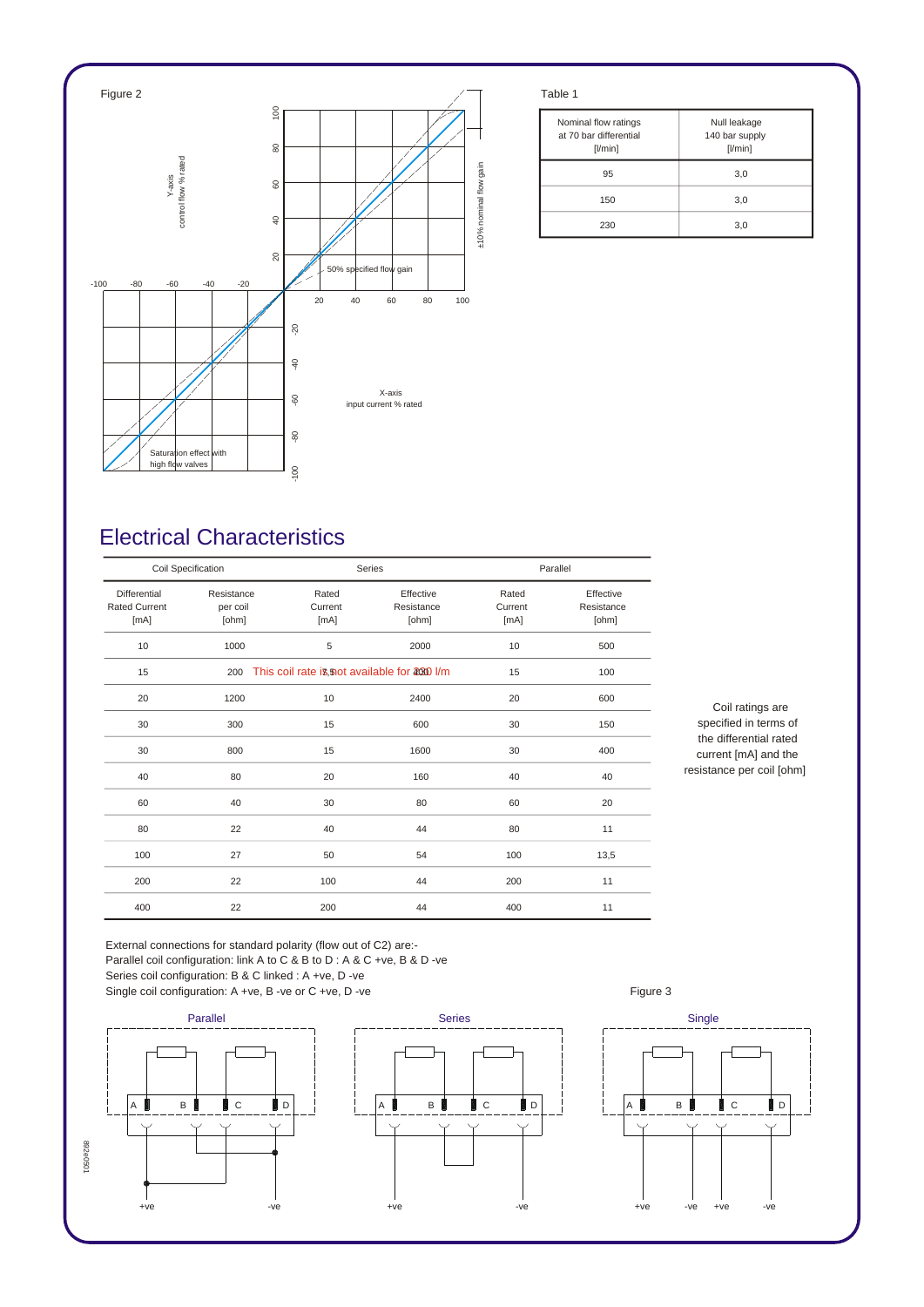Figure 2

Y-axis control flow % rated

X-axis input current % rated

±10% nominal flow gain

50% specified flow gain

Saturation effect with high flow valves

Table 1

| Nominal flow ratings at 70 bar differential [l/min] | Null leakage 140 bar supply [l/min] |
|---|---|
| 95 | 3,0 |
| 150 | 3,0 |
| 230 | 3,0 |

## Electrical Characteristics

| Coil Specification | | Series | | Parallel | |
|---|---|---|---|---|---|
| Differential Rated Current [mA] | Resistance per coil [ohm] | Rated Current [mA] | Effective Resistance [ohm] | Rated Current [mA] | Effective Resistance [ohm] |
| 10 | 1000 | 5 | 2000 | 10 | 500 |
| 15 | 200 | This coil rate is not available for 230 l/m | | 15 | 100 |
| 20 | 1200 | 10 | 2400 | 20 | 600 |
| 30 | 300 | 15 | 600 | 30 | 150 |
| 30 | 800 | 15 | 1600 | 30 | 400 |
| 40 | 80 | 20 | 160 | 40 | 40 |
| 60 | 40 | 30 | 80 | 60 | 20 |
| 80 | 22 | 40 | 44 | 80 | 11 |
| 100 | 27 | 50 | 54 | 100 | 13,5 |
| 200 | 22 | 100 | 44 | 200 | 11 |
| 400 | 22 | 200 | 44 | 400 | 11 |

Coil ratings are specified in terms of the differential rated current [mA] and the resistance per coil [ohm]

External connections for standard polarity (flow out of C2) are:-
Parallel coil configuration: link A to C & B to D : A & C +ve, B & D -ve
Series coil configuration: B & C linked : A +ve, D -ve
Single coil configuration: A +ve, B -ve or C +ve, D -ve

Figure 3

Parallel

Series

Single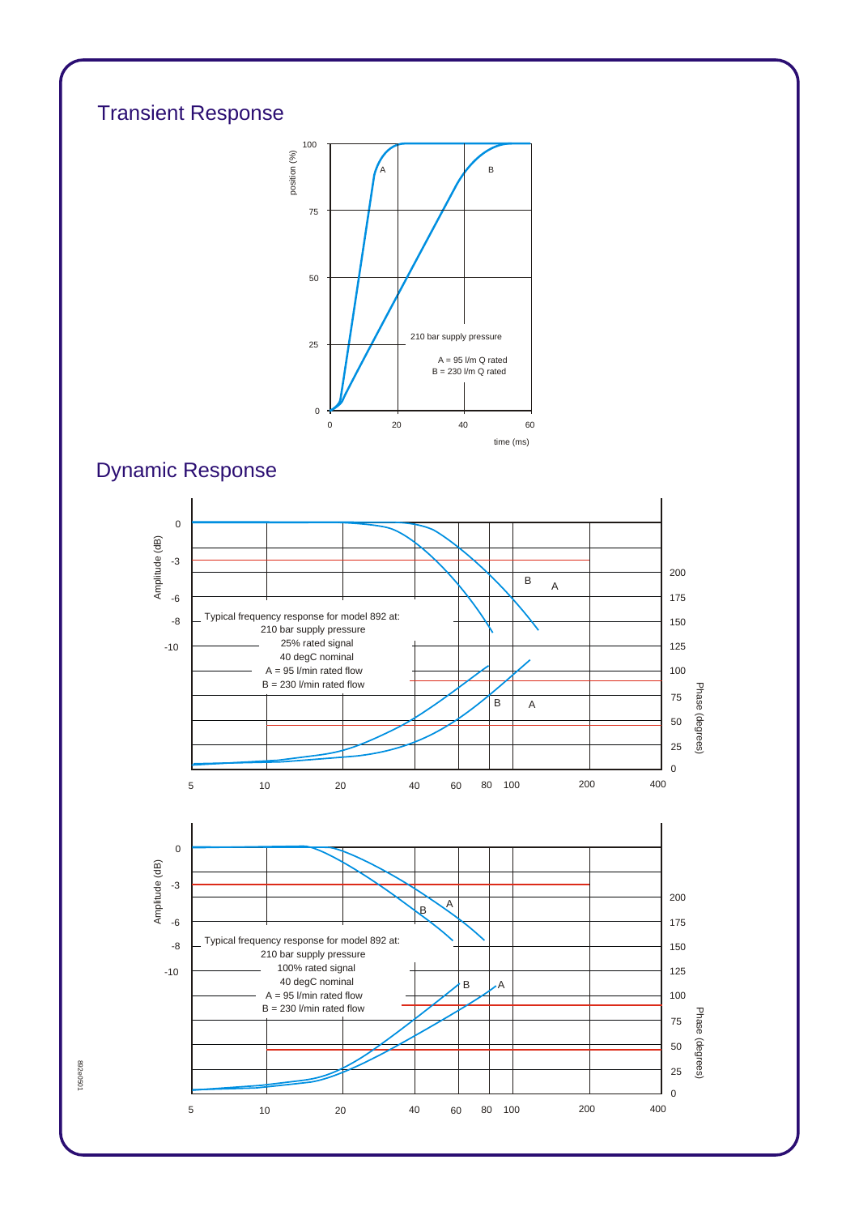## Transient Response

position (%)

100

75

50

25

0

0 20 40 60

time (ms)

A

B

210 bar supply pressure

A = 95 l/m Q rated
B = 230 l/m Q rated

## Dynamic Response

Amplitude (dB)

0
-3
-6
-8
-10

Phase (degrees)

200
175
150
125
100
75
50
25
0

5 10 20 40 60 80 100 200 400

B A

B A

Typical frequency response for model 892 at:
210 bar supply pressure
25% rated signal
40 degC nominal
A = 95 l/min rated flow
B = 230 l/min rated flow

Amplitude (dB)

0
-3
-6
-8
-10

Phase (degrees)

200
175
150
125
100
75
50
25
0

5 10 20 40 60 80 100 200 400

B A

B A

Typical frequency response for model 892 at:
210 bar supply pressure
100% rated signal
40 degC nominal
A = 95 l/min rated flow
B = 230 l/min rated flow

892e0501